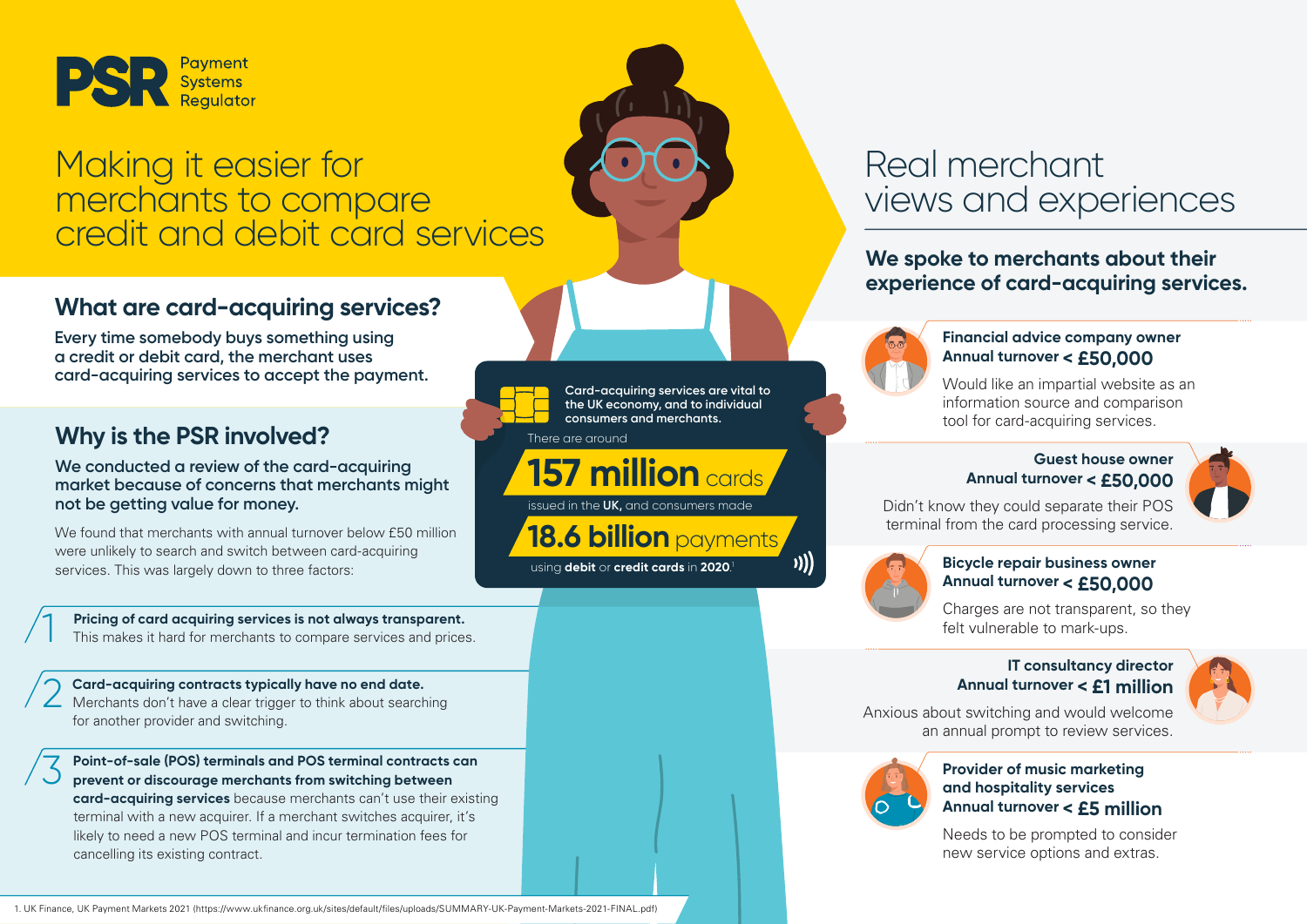PSR Payment Systems Regulator

# Making it easier for merchants to compare credit and debit card services

## What are card-acquiring services?

**Every time somebody buys something using a credit or debit card, the merchant uses card-acquiring services to accept the payment.**

## Why is the PSR involved?

**We conducted a review of the card-acquiring market because of concerns that merchants might not be getting value for money.**

We found that merchants with annual turnover below £50 million were unlikely to search and switch between card-acquiring services. This was largely down to three factors:

1. **Pricing of card acquiring services is not always transparent.** This makes it hard for merchants to compare services and prices.
2. **Card-acquiring contracts typically have no end date.** Merchants don't have a clear trigger to think about searching for another provider and switching.
3. **Point-of-sale (POS) terminals and POS terminal contracts can prevent or discourage merchants from switching between card-acquiring services** because merchants can't use their existing terminal with a new acquirer. If a merchant switches acquirer, it's likely to need a new POS terminal and incur termination fees for cancelling its existing contract.

Card-acquiring services are vital to the UK economy, and to individual consumers and merchants.

There are around **157 million** cards issued in the **UK**, and consumers made **18.6 billion** payments using **debit** or **credit cards** in **2020**.[1]

# Real merchant views and experiences

## We spoke to merchants about their experience of card-acquiring services.

**Financial advice company owner**
**Annual turnover < £50,000**
Would like an impartial website as an information source and comparison tool for card-acquiring services.

**Guest house owner**
**Annual turnover < £50,000**
Didn't know they could separate their POS terminal from the card processing service.

**Bicycle repair business owner**
**Annual turnover < £50,000**
Charges are not transparent, so they felt vulnerable to mark-ups.

**IT consultancy director**
**Annual turnover < £1 million**
Anxious about switching and would welcome an annual prompt to review services.

**Provider of music marketing and hospitality services**
**Annual turnover < £5 million**
Needs to be prompted to consider new service options and extras.

1. UK Finance, UK Payment Markets 2021 (https://www.ukfinance.org.uk/sites/default/files/uploads/SUMMARY-UK-Payment-Markets-2021-FINAL.pdf)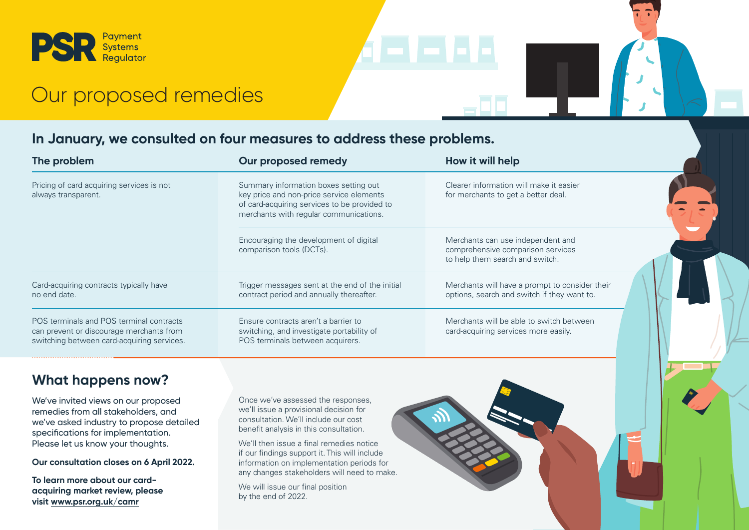# Our proposed remedies

## In January, we consulted on four measures to address these problems.

| The problem | Our proposed remedy | How it will help |
| --- | --- | --- |
| Pricing of card acquiring services is not always transparent. | Summary information boxes setting out key price and non-price service elements of card-acquiring services to be provided to merchants with regular communications. | Clearer information will make it easier for merchants to get a better deal. |
| | Encouraging the development of digital comparison tools (DCTs). | Merchants can use independent and comprehensive comparison services to help them search and switch. |
| Card-acquiring contracts typically have no end date. | Trigger messages sent at the end of the initial contract period and annually thereafter. | Merchants will have a prompt to consider their options, search and switch if they want to. |
| POS terminals and POS terminal contracts can prevent or discourage merchants from switching between card-acquiring services. | Ensure contracts aren't a barrier to switching, and investigate portability of POS terminals between acquirers. | Merchants will be able to switch between card-acquiring services more easily. |

## What happens now?

We've invited views on our proposed remedies from all stakeholders, and we've asked industry to propose detailed specifications for implementation. Please let us know your thoughts.

**Our consultation closes on 6 April 2022.**

**To learn more about our card-acquiring market review, please visit www.psr.org.uk/camr**

Once we've assessed the responses, we'll issue a provisional decision for consultation. We'll include our cost benefit analysis in this consultation.

We'll then issue a final remedies notice if our findings support it. This will include information on implementation periods for any changes stakeholders will need to make.

We will issue our final position by the end of 2022.